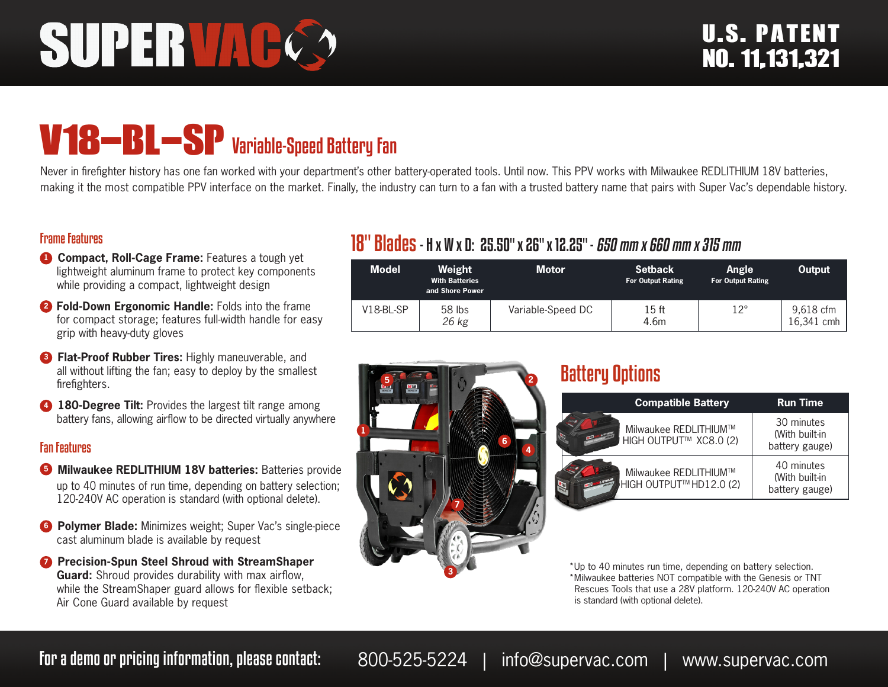# SUPERVAC

**U.S. PATENT NO. 11,131,321**

# V18–BL–SP Variable-Speed Battery Fan

Never in firefighter history has one fan worked with your department's other battery-operated tools. Until now. This PPV works with Milwaukee REDLITHIUM 18V batteries, making it the most compatible PPV interface on the market. Finally, the industry can turn to a fan with a trusted battery name that pairs with Super Vac's dependable history.

## Frame Features

1. **Compact, Roll-Cage Frame:** Features a tough yet lightweight aluminum frame to protect key components while providing a compact, lightweight design
2. **Fold-Down Ergonomic Handle:** Folds into the frame for compact storage; features full-width handle for easy grip with heavy-duty gloves
3. **Flat-Proof Rubber Tires:** Highly maneuverable, and all without lifting the fan; easy to deploy by the smallest firefighters.
4. **180-Degree Tilt:** Provides the largest tilt range among battery fans, allowing airflow to be directed virtually anywhere

## Fan Features

5. **Milwaukee REDLITHIUM 18V batteries:** Batteries provide up to 40 minutes of run time, depending on battery selection; 120-240V AC operation is standard (with optional delete).
6. **Polymer Blade:** Minimizes weight; Super Vac's single-piece cast aluminum blade is available by request
7. **Precision-Spun Steel Shroud with StreamShaper Guard:** Shroud provides durability with max airflow, while the StreamShaper guard allows for flexible setback; Air Cone Guard available by request

## 18" Blades - H x W x D: 25.50" x 26" x 12.25" - *650 mm x 660 mm x 315 mm*

| Model | Weight With Batteries and Shore Power | Motor | Setback For Output Rating | Angle For Output Rating | Output |
|---|---|---|---|---|---|
| V18-BL-SP | 58 lbs *26 kg* | Variable-Speed DC | 15 ft 4.6m | 12° | 9,618 cfm 16,341 cmh |

## Battery Options

| Compatible Battery | Run Time |
|---|---|
| Milwaukee REDLITHIUM™ HIGH OUTPUT™ XC8.0 (2) | 30 minutes (With built-in battery gauge) |
| Milwaukee REDLITHIUM™ HIGH OUTPUT™ HD12.0 (2) | 40 minutes (With built-in battery gauge) |

*Up to 40 minutes run time, depending on battery selection.
*Milwaukee batteries NOT compatible with the Genesis or TNT Rescues Tools that use a 28V platform. 120-240V AC operation is standard (with optional delete).

**For a demo or pricing information, please contact:** 800-525-5224 | info@supervac.com | www.supervac.com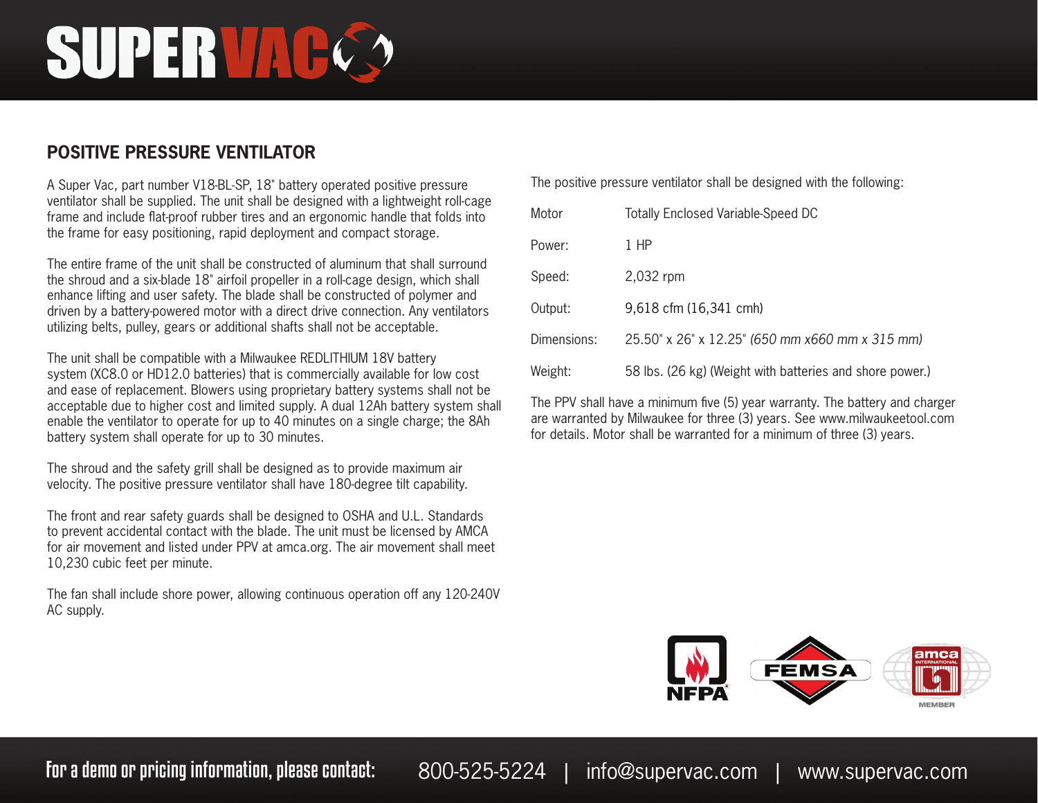## POSITIVE PRESSURE VENTILATOR

A Super Vac, part number V18-BL-SP, 18" battery operated positive pressure ventilator shall be supplied. The unit shall be designed with a lightweight roll-cage frame and include flat-proof rubber tires and an ergonomic handle that folds into the frame for easy positioning, rapid deployment and compact storage.

The entire frame of the unit shall be constructed of aluminum that shall surround the shroud and a six-blade 18" airfoil propeller in a roll-cage design, which shall enhance lifting and user safety. The blade shall be constructed of polymer and driven by a battery-powered motor with a direct drive connection. Any ventilators utilizing belts, pulley, gears or additional shafts shall not be acceptable.

The unit shall be compatible with a Milwaukee REDLITHIUM 18V battery system (XC8.0 or HD12.0 batteries) that is commercially available for low cost and ease of replacement. Blowers using proprietary battery systems shall not be acceptable due to higher cost and limited supply. A dual 12Ah battery system shall enable the ventilator to operate for up to 40 minutes on a single charge; the 8Ah battery system shall operate for up to 30 minutes.

The shroud and the safety grill shall be designed as to provide maximum air velocity. The positive pressure ventilator shall have 180-degree tilt capability.

The front and rear safety guards shall be designed to OSHA and U.L. Standards to prevent accidental contact with the blade. The unit must be licensed by AMCA for air movement and listed under PPV at amca.org. The air movement shall meet 10,230 cubic feet per minute.

The fan shall include shore power, allowing continuous operation off any 120-240V AC supply.

The positive pressure ventilator shall be designed with the following:

| | |
|---|---|
| Motor | Totally Enclosed Variable-Speed DC |
| Power: | 1 HP |
| Speed: | 2,032 rpm |
| Output: | 9,618 cfm (16,341 cmh) |
| Dimensions: | 25.50" x 26" x 12.25" *(650 mm x660 mm x 315 mm)* |
| Weight: | 58 lbs. (26 kg) (Weight with batteries and shore power.) |

The PPV shall have a minimum five (5) year warranty. The battery and charger are warranted by Milwaukee for three (3) years. See www.milwaukeetool.com for details. Motor shall be warranted for a minimum of three (3) years.

NFPA FEMSA amca INTERNATIONAL MEMBER

**For a demo or pricing information, please contact:** 800-525-5224 | info@supervac.com | www.supervac.com